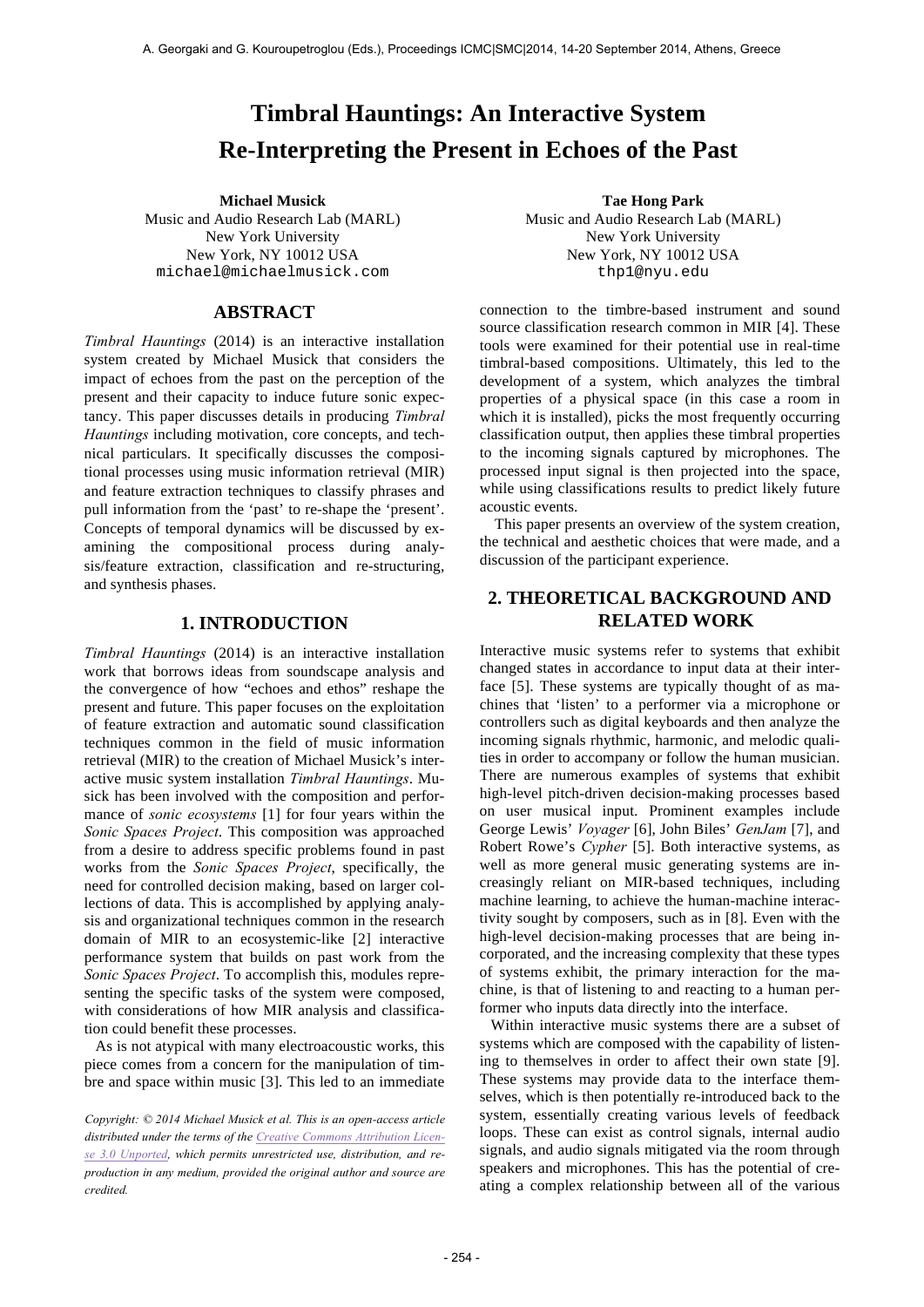# Timbral Hauntings: An Interactive System Re-Interpreting the Present in Echoes of the Past

**Michael Musick**
Music and Audio Research Lab (MARL)
New York University
New York, NY 10012 USA
michael@michaelmusick.com

**Tae Hong Park**
Music and Audio Research Lab (MARL)
New York University
New York, NY 10012 USA
thp1@nyu.edu

## ABSTRACT

*Timbral Hauntings* (2014) is an interactive installation system created by Michael Musick that considers the impact of echoes from the past on the perception of the present and their capacity to induce future sonic expectancy. This paper discusses details in producing *Timbral Hauntings* including motivation, core concepts, and technical particulars. It specifically discusses the compositional processes using music information retrieval (MIR) and feature extraction techniques to classify phrases and pull information from the 'past' to re-shape the 'present'. Concepts of temporal dynamics will be discussed by examining the compositional process during analysis/feature extraction, classification and re-structuring, and synthesis phases.

## 1. INTRODUCTION

*Timbral Hauntings* (2014) is an interactive installation work that borrows ideas from soundscape analysis and the convergence of how "echoes and ethos" reshape the present and future. This paper focuses on the exploitation of feature extraction and automatic sound classification techniques common in the field of music information retrieval (MIR) to the creation of Michael Musick's interactive music system installation *Timbral Hauntings*. Musick has been involved with the composition and performance of *sonic ecosystems* [1] for four years within the *Sonic Spaces Project*. This composition was approached from a desire to address specific problems found in past works from the *Sonic Spaces Project*, specifically, the need for controlled decision making, based on larger collections of data. This is accomplished by applying analysis and organizational techniques common in the research domain of MIR to an ecosystemic-like [2] interactive performance system that builds on past work from the *Sonic Spaces Project*. To accomplish this, modules representing the specific tasks of the system were composed, with considerations of how MIR analysis and classification could benefit these processes.

As is not atypical with many electroacoustic works, this piece comes from a concern for the manipulation of timbre and space within music [3]. This led to an immediate connection to the timbre-based instrument and sound source classification research common in MIR [4]. These tools were examined for their potential use in real-time timbral-based compositions. Ultimately, this led to the development of a system, which analyzes the timbral properties of a physical space (in this case a room in which it is installed), picks the most frequently occurring classification output, then applies these timbral properties to the incoming signals captured by microphones. The processed input signal is then projected into the space, while using classifications results to predict likely future acoustic events.

This paper presents an overview of the system creation, the technical and aesthetic choices that were made, and a discussion of the participant experience.

*Copyright: © 2014 Michael Musick et al. This is an open-access article distributed under the terms of the Creative Commons Attribution License 3.0 Unported, which permits unrestricted use, distribution, and reproduction in any medium, provided the original author and source are credited.*

## 2. THEORETICAL BACKGROUND AND RELATED WORK

Interactive music systems refer to systems that exhibit changed states in accordance to input data at their interface [5]. These systems are typically thought of as machines that 'listen' to a performer via a microphone or controllers such as digital keyboards and then analyze the incoming signals rhythmic, harmonic, and melodic qualities in order to accompany or follow the human musician. There are numerous examples of systems that exhibit high-level pitch-driven decision-making processes based on user musical input. Prominent examples include George Lewis' *Voyager* [6], John Biles' *GenJam* [7], and Robert Rowe's *Cypher* [5]. Both interactive systems, as well as more general music generating systems are increasingly reliant on MIR-based techniques, including machine learning, to achieve the human-machine interactivity sought by composers, such as in [8]. Even with the high-level decision-making processes that are being incorporated, and the increasing complexity that these types of systems exhibit, the primary interaction for the machine, is that of listening to and reacting to a human performer who inputs data directly into the interface.

Within interactive music systems there are a subset of systems which are composed with the capability of listening to themselves in order to affect their own state [9]. These systems may provide data to the interface themselves, which is then potentially re-introduced back to the system, essentially creating various levels of feedback loops. These can exist as control signals, internal audio signals, and audio signals mitigated via the room through speakers and microphones. This has the potential of creating a complex relationship between all of the various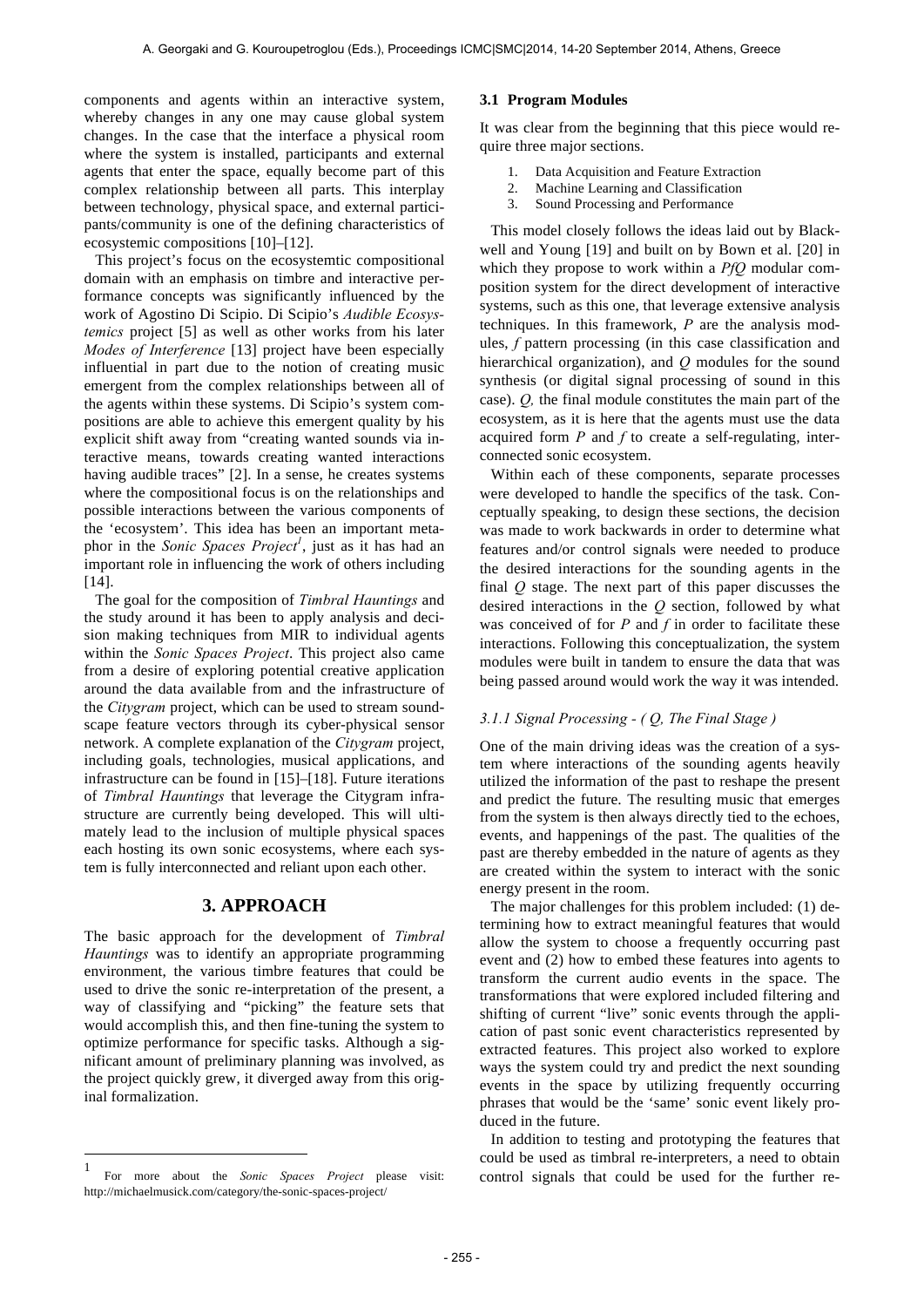components and agents within an interactive system, whereby changes in any one may cause global system changes. In the case that the interface a physical room where the system is installed, participants and external agents that enter the space, equally become part of this complex relationship between all parts. This interplay between technology, physical space, and external participants/community is one of the defining characteristics of ecosystemic compositions [10]–[12].

This project's focus on the ecosystemtic compositional domain with an emphasis on timbre and interactive performance concepts was significantly influenced by the work of Agostino Di Scipio. Di Scipio's *Audible Ecosystemics* project [5] as well as other works from his later *Modes of Interference* [13] project have been especially influential in part due to the notion of creating music emergent from the complex relationships between all of the agents within these systems. Di Scipio's system compositions are able to achieve this emergent quality by his explicit shift away from "creating wanted sounds via interactive means, towards creating wanted interactions having audible traces" [2]. In a sense, he creates systems where the compositional focus is on the relationships and possible interactions between the various components of the 'ecosystem'. This idea has been an important metaphor in the *Sonic Spaces Project*[1], just as it has had an important role in influencing the work of others including [14].

The goal for the composition of *Timbral Hauntings* and the study around it has been to apply analysis and decision making techniques from MIR to individual agents within the *Sonic Spaces Project*. This project also came from a desire of exploring potential creative application around the data available from and the infrastructure of the *Citygram* project, which can be used to stream soundscape feature vectors through its cyber-physical sensor network. A complete explanation of the *Citygram* project, including goals, technologies, musical applications, and infrastructure can be found in [15]–[18]. Future iterations of *Timbral Hauntings* that leverage the Citygram infrastructure are currently being developed. This will ultimately lead to the inclusion of multiple physical spaces each hosting its own sonic ecosystems, where each system is fully interconnected and reliant upon each other.

## 3. APPROACH

The basic approach for the development of *Timbral Hauntings* was to identify an appropriate programming environment, the various timbre features that could be used to drive the sonic re-interpretation of the present, a way of classifying and "picking" the feature sets that would accomplish this, and then fine-tuning the system to optimize performance for specific tasks. Although a significant amount of preliminary planning was involved, as the project quickly grew, it diverged away from this original formalization.

[1] For more about the *Sonic Spaces Project* please visit: http://michaelmusick.com/category/the-sonic-spaces-project/

### 3.1 Program Modules

It was clear from the beginning that this piece would require three major sections.

1. Data Acquisition and Feature Extraction
2. Machine Learning and Classification
3. Sound Processing and Performance

This model closely follows the ideas laid out by Blackwell and Young [19] and built on by Bown et al. [20] in which they propose to work within a *PfQ* modular composition system for the direct development of interactive systems, such as this one, that leverage extensive analysis techniques. In this framework, *P* are the analysis modules, *f* pattern processing (in this case classification and hierarchical organization), and *Q* modules for the sound synthesis (or digital signal processing of sound in this case). *Q*, the final module constitutes the main part of the ecosystem, as it is here that the agents must use the data acquired form *P* and *f* to create a self-regulating, interconnected sonic ecosystem.

Within each of these components, separate processes were developed to handle the specifics of the task. Conceptually speaking, to design these sections, the decision was made to work backwards in order to determine what features and/or control signals were needed to produce the desired interactions for the sounding agents in the final *Q* stage. The next part of this paper discusses the desired interactions in the *Q* section, followed by what was conceived of for *P* and *f* in order to facilitate these interactions. Following this conceptualization, the system modules were built in tandem to ensure the data that was being passed around would work the way it was intended.

#### *3.1.1 Signal Processing - ( Q, The Final Stage )*

One of the main driving ideas was the creation of a system where interactions of the sounding agents heavily utilized the information of the past to reshape the present and predict the future. The resulting music that emerges from the system is then always directly tied to the echoes, events, and happenings of the past. The qualities of the past are thereby embedded in the nature of agents as they are created within the system to interact with the sonic energy present in the room.

The major challenges for this problem included: (1) determining how to extract meaningful features that would allow the system to choose a frequently occurring past event and (2) how to embed these features into agents to transform the current audio events in the space. The transformations that were explored included filtering and shifting of current "live" sonic events through the application of past sonic event characteristics represented by extracted features. This project also worked to explore ways the system could try and predict the next sounding events in the space by utilizing frequently occurring phrases that would be the 'same' sonic event likely produced in the future.

In addition to testing and prototyping the features that could be used as timbral re-interpreters, a need to obtain control signals that could be used for the further re-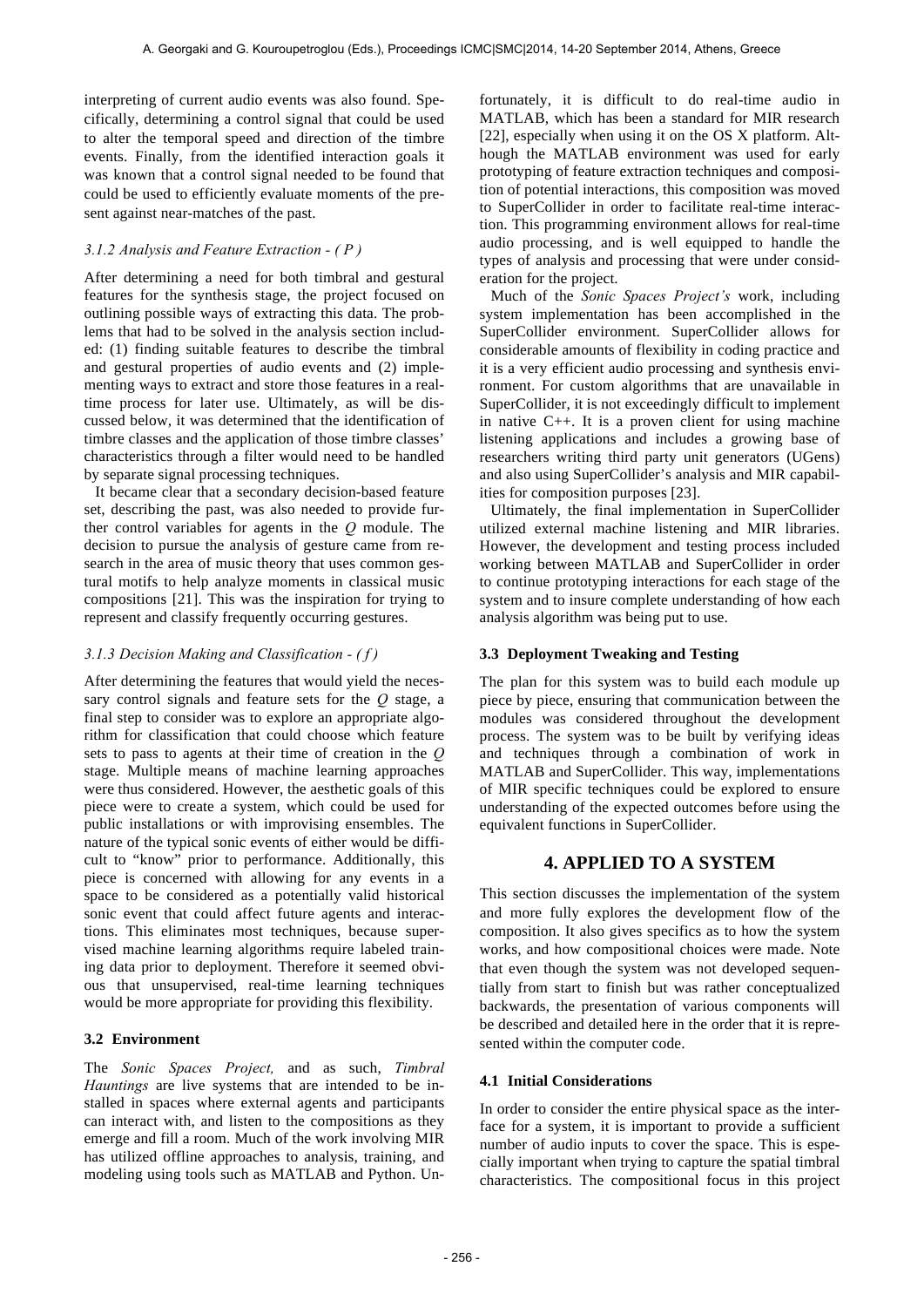interpreting of current audio events was also found. Specifically, determining a control signal that could be used to alter the temporal speed and direction of the timbre events. Finally, from the identified interaction goals it was known that a control signal needed to be found that could be used to efficiently evaluate moments of the present against near-matches of the past.

### *3.1.2 Analysis and Feature Extraction - ( P )*

After determining a need for both timbral and gestural features for the synthesis stage, the project focused on outlining possible ways of extracting this data. The problems that had to be solved in the analysis section included: (1) finding suitable features to describe the timbral and gestural properties of audio events and (2) implementing ways to extract and store those features in a real-time process for later use. Ultimately, as will be discussed below, it was determined that the identification of timbre classes and the application of those timbre classes' characteristics through a filter would need to be handled by separate signal processing techniques.

It became clear that a secondary decision-based feature set, describing the past, was also needed to provide further control variables for agents in the *Q* module. The decision to pursue the analysis of gesture came from research in the area of music theory that uses common gestural motifs to help analyze moments in classical music compositions [21]. This was the inspiration for trying to represent and classify frequently occurring gestures.

### *3.1.3 Decision Making and Classification - ( f )*

After determining the features that would yield the necessary control signals and feature sets for the *Q* stage, a final step to consider was to explore an appropriate algorithm for classification that could choose which feature sets to pass to agents at their time of creation in the *Q* stage. Multiple means of machine learning approaches were thus considered. However, the aesthetic goals of this piece were to create a system, which could be used for public installations or with improvising ensembles. The nature of the typical sonic events of either would be difficult to "know" prior to performance. Additionally, this piece is concerned with allowing for any events in a space to be considered as a potentially valid historical sonic event that could affect future agents and interactions. This eliminates most techniques, because supervised machine learning algorithms require labeled training data prior to deployment. Therefore it seemed obvious that unsupervised, real-time learning techniques would be more appropriate for providing this flexibility.

## 3.2 Environment

The *Sonic Spaces Project,* and as such, *Timbral Hauntings* are live systems that are intended to be installed in spaces where external agents and participants can interact with, and listen to the compositions as they emerge and fill a room. Much of the work involving MIR has utilized offline approaches to analysis, training, and modeling using tools such as MATLAB and Python. Unfortunately, it is difficult to do real-time audio in MATLAB, which has been a standard for MIR research [22], especially when using it on the OS X platform. Although the MATLAB environment was used for early prototyping of feature extraction techniques and composition of potential interactions, this composition was moved to SuperCollider in order to facilitate real-time interaction. This programming environment allows for real-time audio processing, and is well equipped to handle the types of analysis and processing that were under consideration for the project.

Much of the *Sonic Spaces Project's* work, including system implementation has been accomplished in the SuperCollider environment. SuperCollider allows for considerable amounts of flexibility in coding practice and it is a very efficient audio processing and synthesis environment. For custom algorithms that are unavailable in SuperCollider, it is not exceedingly difficult to implement in native C++. It is a proven client for using machine listening applications and includes a growing base of researchers writing third party unit generators (UGens) and also using SuperCollider's analysis and MIR capabilities for composition purposes [23].

Ultimately, the final implementation in SuperCollider utilized external machine listening and MIR libraries. However, the development and testing process included working between MATLAB and SuperCollider in order to continue prototyping interactions for each stage of the system and to insure complete understanding of how each analysis algorithm was being put to use.

## 3.3 Deployment Tweaking and Testing

The plan for this system was to build each module up piece by piece, ensuring that communication between the modules was considered throughout the development process. The system was to be built by verifying ideas and techniques through a combination of work in MATLAB and SuperCollider. This way, implementations of MIR specific techniques could be explored to ensure understanding of the expected outcomes before using the equivalent functions in SuperCollider.

# 4. APPLIED TO A SYSTEM

This section discusses the implementation of the system and more fully explores the development flow of the composition. It also gives specifics as to how the system works, and how compositional choices were made. Note that even though the system was not developed sequentially from start to finish but was rather conceptualized backwards, the presentation of various components will be described and detailed here in the order that it is represented within the computer code.

## 4.1 Initial Considerations

In order to consider the entire physical space as the interface for a system, it is important to provide a sufficient number of audio inputs to cover the space. This is especially important when trying to capture the spatial timbral characteristics. The compositional focus in this project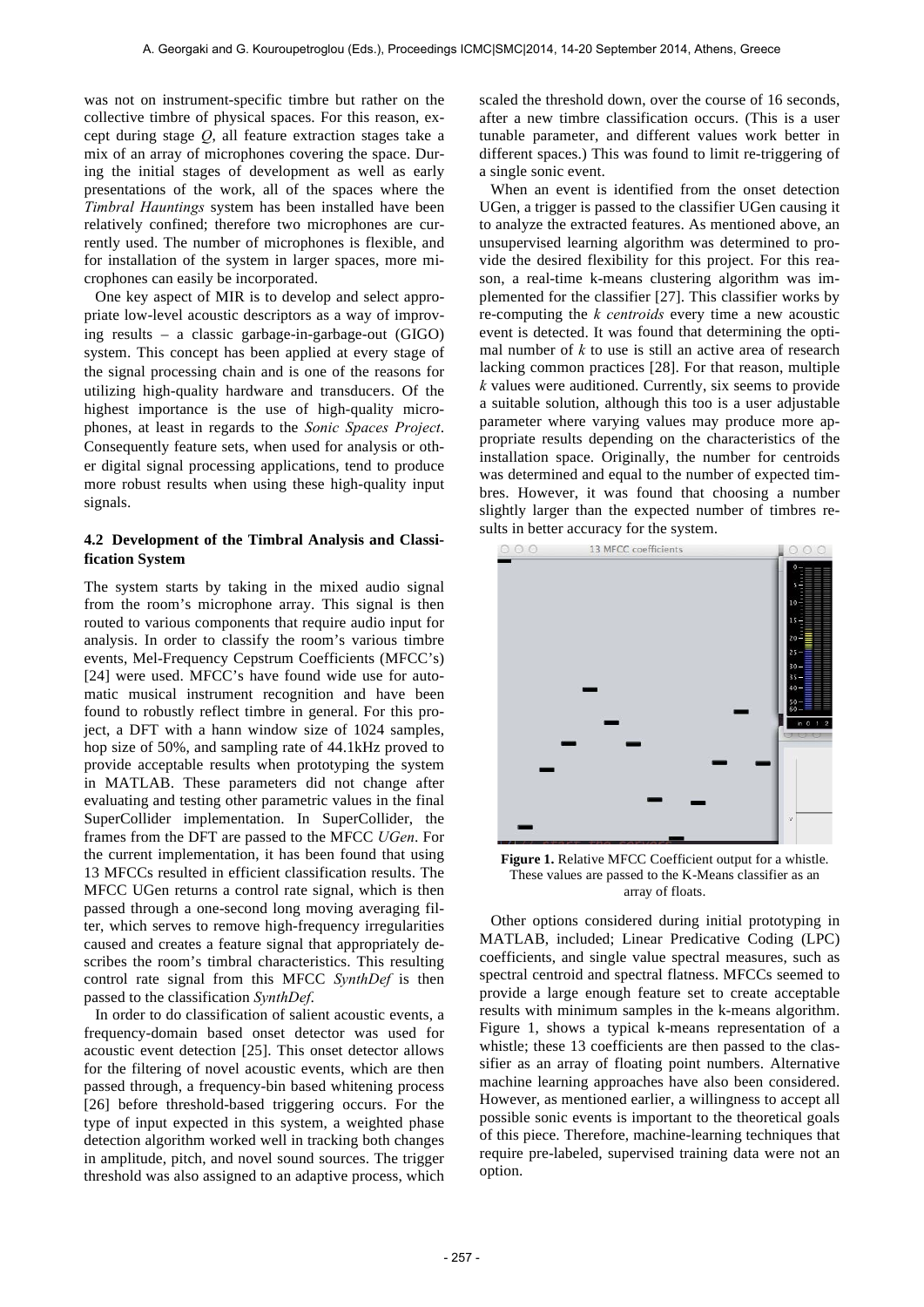was not on instrument-specific timbre but rather on the collective timbre of physical spaces. For this reason, except during stage *Q*, all feature extraction stages take a mix of an array of microphones covering the space. During the initial stages of development as well as early presentations of the work, all of the spaces where the *Timbral Hauntings* system has been installed have been relatively confined; therefore two microphones are currently used. The number of microphones is flexible, and for installation of the system in larger spaces, more microphones can easily be incorporated.

One key aspect of MIR is to develop and select appropriate low-level acoustic descriptors as a way of improving results – a classic garbage-in-garbage-out (GIGO) system. This concept has been applied at every stage of the signal processing chain and is one of the reasons for utilizing high-quality hardware and transducers. Of the highest importance is the use of high-quality microphones, at least in regards to the *Sonic Spaces Project*. Consequently feature sets, when used for analysis or other digital signal processing applications, tend to produce more robust results when using these high-quality input signals.

### 4.2 Development of the Timbral Analysis and Classification System

The system starts by taking in the mixed audio signal from the room's microphone array. This signal is then routed to various components that require audio input for analysis. In order to classify the room's various timbre events, Mel-Frequency Cepstrum Coefficients (MFCC's) [24] were used. MFCC's have found wide use for automatic musical instrument recognition and have been found to robustly reflect timbre in general. For this project, a DFT with a hann window size of 1024 samples, hop size of 50%, and sampling rate of 44.1kHz proved to provide acceptable results when prototyping the system in MATLAB. These parameters did not change after evaluating and testing other parametric values in the final SuperCollider implementation. In SuperCollider, the frames from the DFT are passed to the MFCC *UGen*. For the current implementation, it has been found that using 13 MFCCs resulted in efficient classification results. The MFCC UGen returns a control rate signal, which is then passed through a one-second long moving averaging filter, which serves to remove high-frequency irregularities caused and creates a feature signal that appropriately describes the room's timbral characteristics. This resulting control rate signal from this MFCC *SynthDef* is then passed to the classification *SynthDef*.

In order to do classification of salient acoustic events, a frequency-domain based onset detector was used for acoustic event detection [25]. This onset detector allows for the filtering of novel acoustic events, which are then passed through, a frequency-bin based whitening process [26] before threshold-based triggering occurs. For the type of input expected in this system, a weighted phase detection algorithm worked well in tracking both changes in amplitude, pitch, and novel sound sources. The trigger threshold was also assigned to an adaptive process, which scaled the threshold down, over the course of 16 seconds, after a new timbre classification occurs. (This is a user tunable parameter, and different values work better in different spaces.) This was found to limit re-triggering of a single sonic event.

When an event is identified from the onset detection UGen, a trigger is passed to the classifier UGen causing it to analyze the extracted features. As mentioned above, an unsupervised learning algorithm was determined to provide the desired flexibility for this project. For this reason, a real-time k-means clustering algorithm was implemented for the classifier [27]. This classifier works by re-computing the *k centroids* every time a new acoustic event is detected. It was found that determining the optimal number of *k* to use is still an active area of research lacking common practices [28]. For that reason, multiple *k* values were auditioned. Currently, six seems to provide a suitable solution, although this too is a user adjustable parameter where varying values may produce more appropriate results depending on the characteristics of the installation space. Originally, the number for centroids was determined and equal to the number of expected timbres. However, it was found that choosing a number slightly larger than the expected number of timbres results in better accuracy for the system.

**Figure 1.** Relative MFCC Coefficient output for a whistle. These values are passed to the K-Means classifier as an array of floats.

Other options considered during initial prototyping in MATLAB, included; Linear Predicative Coding (LPC) coefficients, and single value spectral measures, such as spectral centroid and spectral flatness. MFCCs seemed to provide a large enough feature set to create acceptable results with minimum samples in the k-means algorithm. Figure 1, shows a typical k-means representation of a whistle; these 13 coefficients are then passed to the classifier as an array of floating point numbers. Alternative machine learning approaches have also been considered. However, as mentioned earlier, a willingness to accept all possible sonic events is important to the theoretical goals of this piece. Therefore, machine-learning techniques that require pre-labeled, supervised training data were not an option.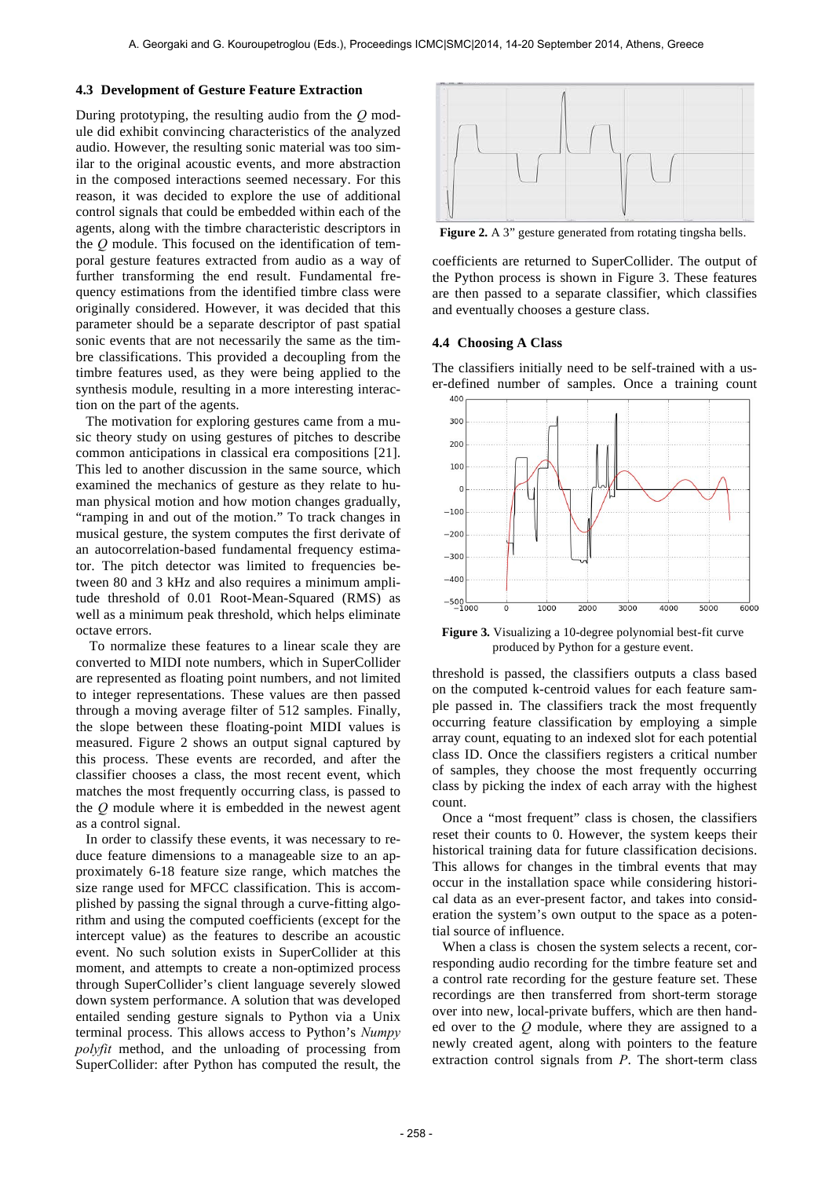### 4.3 Development of Gesture Feature Extraction

During prototyping, the resulting audio from the *Q* module did exhibit convincing characteristics of the analyzed audio. However, the resulting sonic material was too similar to the original acoustic events, and more abstraction in the composed interactions seemed necessary. For this reason, it was decided to explore the use of additional control signals that could be embedded within each of the agents, along with the timbre characteristic descriptors in the *Q* module. This focused on the identification of temporal gesture features extracted from audio as a way of further transforming the end result. Fundamental frequency estimations from the identified timbre class were originally considered. However, it was decided that this parameter should be a separate descriptor of past spatial sonic events that are not necessarily the same as the timbre classifications. This provided a decoupling from the timbre features used, as they were being applied to the synthesis module, resulting in a more interesting interaction on the part of the agents.

The motivation for exploring gestures came from a music theory study on using gestures of pitches to describe common anticipations in classical era compositions [21]. This led to another discussion in the same source, which examined the mechanics of gesture as they relate to human physical motion and how motion changes gradually, "ramping in and out of the motion." To track changes in musical gesture, the system computes the first derivate of an autocorrelation-based fundamental frequency estimator. The pitch detector was limited to frequencies between 80 and 3 kHz and also requires a minimum amplitude threshold of 0.01 Root-Mean-Squared (RMS) as well as a minimum peak threshold, which helps eliminate octave errors.

To normalize these features to a linear scale they are converted to MIDI note numbers, which in SuperCollider are represented as floating point numbers, and not limited to integer representations. These values are then passed through a moving average filter of 512 samples. Finally, the slope between these floating-point MIDI values is measured. Figure 2 shows an output signal captured by this process. These events are recorded, and after the classifier chooses a class, the most recent event, which matches the most frequently occurring class, is passed to the *Q* module where it is embedded in the newest agent as a control signal.

In order to classify these events, it was necessary to reduce feature dimensions to a manageable size to an approximately 6-18 feature size range, which matches the size range used for MFCC classification. This is accomplished by passing the signal through a curve-fitting algorithm and using the computed coefficients (except for the intercept value) as the features to describe an acoustic event. No such solution exists in SuperCollider at this moment, and attempts to create a non-optimized process through SuperCollider's client language severely slowed down system performance. A solution that was developed entailed sending gesture signals to Python via a Unix terminal process. This allows access to Python's *Numpy polyfit* method, and the unloading of processing from SuperCollider: after Python has computed the result, the coefficients are returned to SuperCollider. The output of the Python process is shown in Figure 3. These features are then passed to a separate classifier, which classifies and eventually chooses a gesture class.

**Figure 2.** A 3" gesture generated from rotating tingsha bells.

### 4.4 Choosing A Class

The classifiers initially need to be self-trained with a user-defined number of samples. Once a training count threshold is passed, the classifiers outputs a class based on the computed k-centroid values for each feature sample passed in. The classifiers track the most frequently occurring feature classification by employing a simple array count, equating to an indexed slot for each potential class ID. Once the classifiers registers a critical number of samples, they choose the most frequently occurring class by picking the index of each array with the highest count.

**Figure 3.** Visualizing a 10-degree polynomial best-fit curve produced by Python for a gesture event.

Once a "most frequent" class is chosen, the classifiers reset their counts to 0. However, the system keeps their historical training data for future classification decisions. This allows for changes in the timbral events that may occur in the installation space while considering historical data as an ever-present factor, and takes into consideration the system's own output to the space as a potential source of influence.

When a class is chosen the system selects a recent, corresponding audio recording for the timbre feature set and a control rate recording for the gesture feature set. These recordings are then transferred from short-term storage over into new, local-private buffers, which are then handed over to the *Q* module, where they are assigned to a newly created agent, along with pointers to the feature extraction control signals from *P*. The short-term class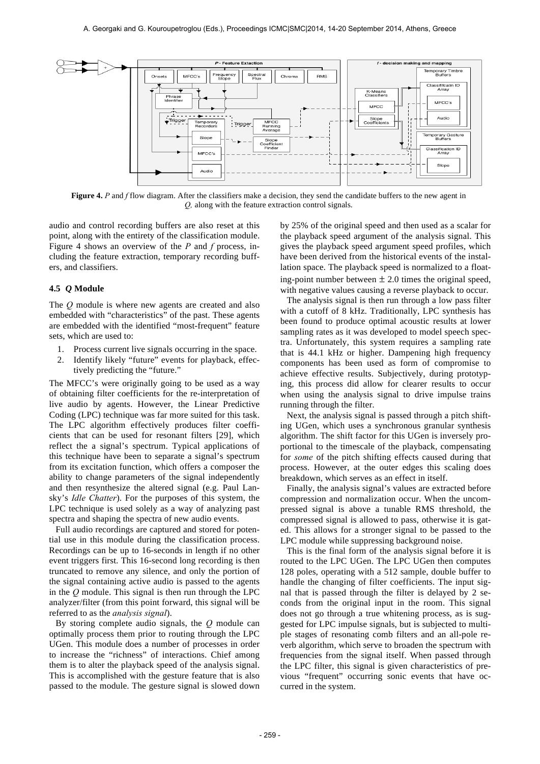**Figure 4.** *P* and *f* flow diagram. After the classifiers make a decision, they send the candidate buffers to the new agent in *Q,* along with the feature extraction control signals.

audio and control recording buffers are also reset at this point, along with the entirety of the classification module. Figure 4 shows an overview of the *P* and *f* process, including the feature extraction, temporary recording buffers, and classifiers.

### 4.5 *Q* Module

The *Q* module is where new agents are created and also embedded with "characteristics" of the past. These agents are embedded with the identified "most-frequent" feature sets, which are used to:

1. Process current live signals occurring in the space.
2. Identify likely "future" events for playback, effectively predicting the "future."

The MFCC's were originally going to be used as a way of obtaining filter coefficients for the re-interpretation of live audio by agents. However, the Linear Predictive Coding (LPC) technique was far more suited for this task. The LPC algorithm effectively produces filter coefficients that can be used for resonant filters [29], which reflect the a signal's spectrum. Typical applications of this technique have been to separate a signal's spectrum from its excitation function, which offers a composer the ability to change parameters of the signal independently and then resynthesize the altered signal (e.g. Paul Lansky's *Idle Chatter*). For the purposes of this system, the LPC technique is used solely as a way of analyzing past spectra and shaping the spectra of new audio events.

Full audio recordings are captured and stored for potential use in this module during the classification process. Recordings can be up to 16-seconds in length if no other event triggers first. This 16-second long recording is then truncated to remove any silence, and only the portion of the signal containing active audio is passed to the agents in the *Q* module. This signal is then run through the LPC analyzer/filter (from this point forward, this signal will be referred to as the *analysis signal*).

By storing complete audio signals, the *Q* module can optimally process them prior to routing through the LPC UGen. This module does a number of processes in order to increase the "richness" of interactions. Chief among them is to alter the playback speed of the analysis signal. This is accomplished with the gesture feature that is also passed to the module. The gesture signal is slowed down by 25% of the original speed and then used as a scalar for the playback speed argument of the analysis signal. This gives the playback speed argument speed profiles, which have been derived from the historical events of the installation space. The playback speed is normalized to a floating-point number between $\pm$ 2.0 times the original speed, with negative values causing a reverse playback to occur.

The analysis signal is then run through a low pass filter with a cutoff of 8 kHz. Traditionally, LPC synthesis has been found to produce optimal acoustic results at lower sampling rates as it was developed to model speech spectra. Unfortunately, this system requires a sampling rate that is 44.1 kHz or higher. Dampening high frequency components has been used as form of compromise to achieve effective results. Subjectively, during prototyping, this process did allow for clearer results to occur when using the analysis signal to drive impulse trains running through the filter.

Next, the analysis signal is passed through a pitch shifting UGen, which uses a synchronous granular synthesis algorithm. The shift factor for this UGen is inversely proportional to the timescale of the playback, compensating for *some* of the pitch shifting effects caused during that process. However, at the outer edges this scaling does breakdown, which serves as an effect in itself.

Finally, the analysis signal's values are extracted before compression and normalization occur. When the uncompressed signal is above a tunable RMS threshold, the compressed signal is allowed to pass, otherwise it is gated. This allows for a stronger signal to be passed to the LPC module while suppressing background noise.

This is the final form of the analysis signal before it is routed to the LPC UGen. The LPC UGen then computes 128 poles, operating with a 512 sample, double buffer to handle the changing of filter coefficients. The input signal that is passed through the filter is delayed by 2 seconds from the original input in the room. This signal does not go through a true whitening process, as is suggested for LPC impulse signals, but is subjected to multiple stages of resonating comb filters and an all-pole reverb algorithm, which serve to broaden the spectrum with frequencies from the signal itself. When passed through the LPC filter, this signal is given characteristics of previous "frequent" occurring sonic events that have occurred in the system.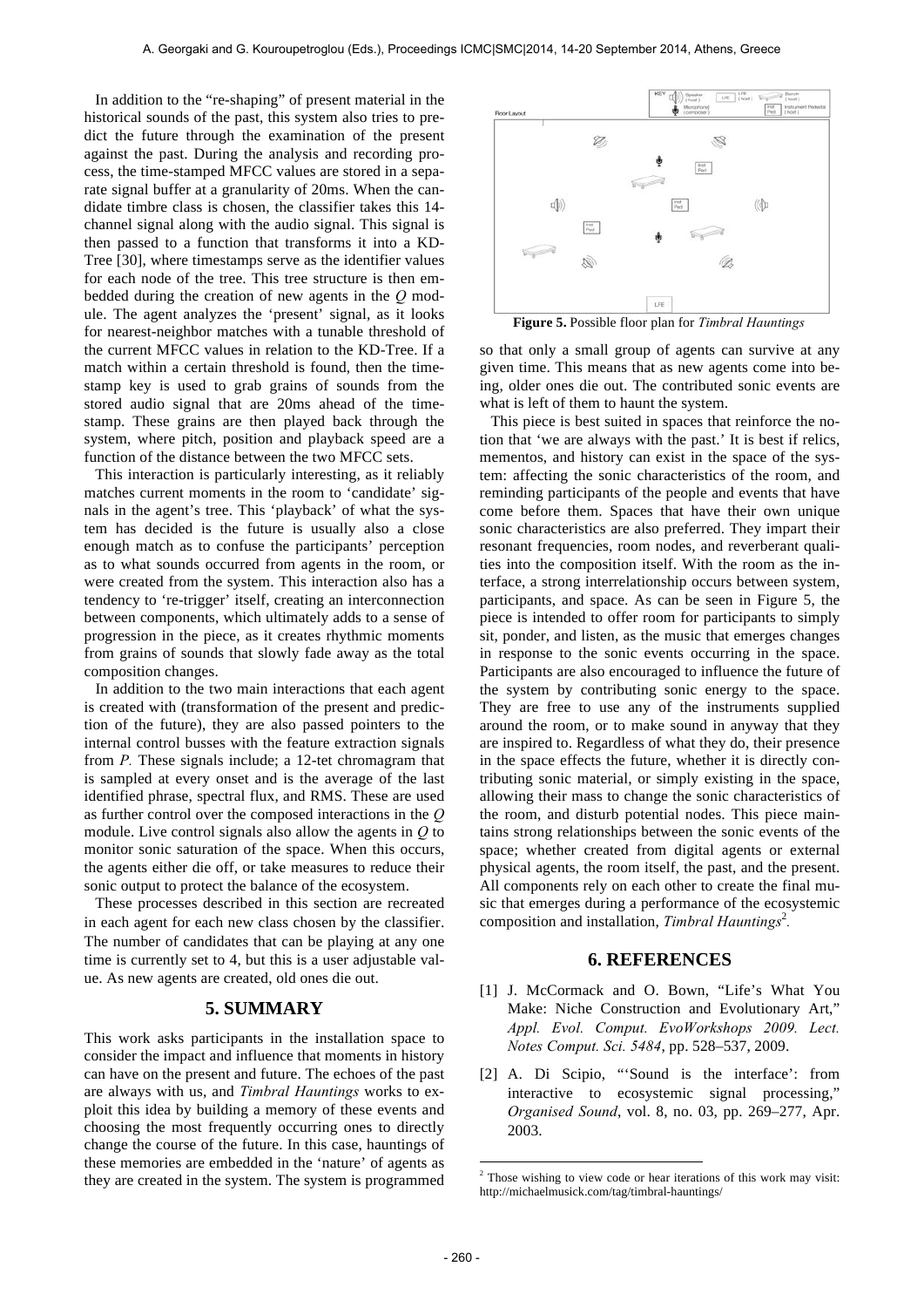In addition to the "re-shaping" of present material in the historical sounds of the past, this system also tries to predict the future through the examination of the present against the past. During the analysis and recording process, the time-stamped MFCC values are stored in a separate signal buffer at a granularity of 20ms. When the candidate timbre class is chosen, the classifier takes this 14-channel signal along with the audio signal. This signal is then passed to a function that transforms it into a KD-Tree [30], where timestamps serve as the identifier values for each node of the tree. This tree structure is then embedded during the creation of new agents in the *Q* module. The agent analyzes the 'present' signal, as it looks for nearest-neighbor matches with a tunable threshold of the current MFCC values in relation to the KD-Tree. If a match within a certain threshold is found, then the timestamp key is used to grab grains of sounds from the stored audio signal that are 20ms ahead of the timestamp. These grains are then played back through the system, where pitch, position and playback speed are a function of the distance between the two MFCC sets.

This interaction is particularly interesting, as it reliably matches current moments in the room to 'candidate' signals in the agent's tree. This 'playback' of what the system has decided is the future is usually also a close enough match as to confuse the participants' perception as to what sounds occurred from agents in the room, or were created from the system. This interaction also has a tendency to 're-trigger' itself, creating an interconnection between components, which ultimately adds to a sense of progression in the piece, as it creates rhythmic moments from grains of sounds that slowly fade away as the total composition changes.

In addition to the two main interactions that each agent is created with (transformation of the present and prediction of the future), they are also passed pointers to the internal control busses with the feature extraction signals from *P.* These signals include; a 12-tet chromagram that is sampled at every onset and is the average of the last identified phrase, spectral flux, and RMS. These are used as further control over the composed interactions in the *Q* module. Live control signals also allow the agents in *Q* to monitor sonic saturation of the space. When this occurs, the agents either die off, or take measures to reduce their sonic output to protect the balance of the ecosystem.

These processes described in this section are recreated in each agent for each new class chosen by the classifier. The number of candidates that can be playing at any one time is currently set to 4, but this is a user adjustable value. As new agents are created, old ones die out.

## 5. SUMMARY

This work asks participants in the installation space to consider the impact and influence that moments in history can have on the present and future. The echoes of the past are always with us, and *Timbral Hauntings* works to exploit this idea by building a memory of these events and choosing the most frequently occurring ones to directly change the course of the future. In this case, hauntings of these memories are embedded in the 'nature' of agents as they are created in the system. The system is programmed so that only a small group of agents can survive at any given time. This means that as new agents come into being, older ones die out. The contributed sonic events are what is left of them to haunt the system.

**Figure 5.** Possible floor plan for *Timbral Hauntings*

This piece is best suited in spaces that reinforce the notion that 'we are always with the past.' It is best if relics, mementos, and history can exist in the space of the system: affecting the sonic characteristics of the room, and reminding participants of the people and events that have come before them. Spaces that have their own unique sonic characteristics are also preferred. They impart their resonant frequencies, room nodes, and reverberant qualities into the composition itself. With the room as the interface, a strong interrelationship occurs between system, participants, and space. As can be seen in Figure 5, the piece is intended to offer room for participants to simply sit, ponder, and listen, as the music that emerges changes in response to the sonic events occurring in the space. Participants are also encouraged to influence the future of the system by contributing sonic energy to the space. They are free to use any of the instruments supplied around the room, or to make sound in anyway that they are inspired to. Regardless of what they do, their presence in the space effects the future, whether it is directly contributing sonic material, or simply existing in the space, allowing their mass to change the sonic characteristics of the room, and disturb potential nodes. This piece maintains strong relationships between the sonic events of the space; whether created from digital agents or external physical agents, the room itself, the past, and the present. All components rely on each other to create the final music that emerges during a performance of the ecosystemic composition and installation, *Timbral Hauntings*[2].

## 6. REFERENCES

[1] J. McCormack and O. Bown, "Life's What You Make: Niche Construction and Evolutionary Art," *Appl. Evol. Comput. EvoWorkshops 2009. Lect. Notes Comput. Sci. 5484*, pp. 528–537, 2009.

[2] A. Di Scipio, "'Sound is the interface': from interactive to ecosystemic signal processing," *Organised Sound*, vol. 8, no. 03, pp. 269–277, Apr. 2003.

[2] Those wishing to view code or hear iterations of this work may visit: http://michaelmusick.com/tag/timbral-hauntings/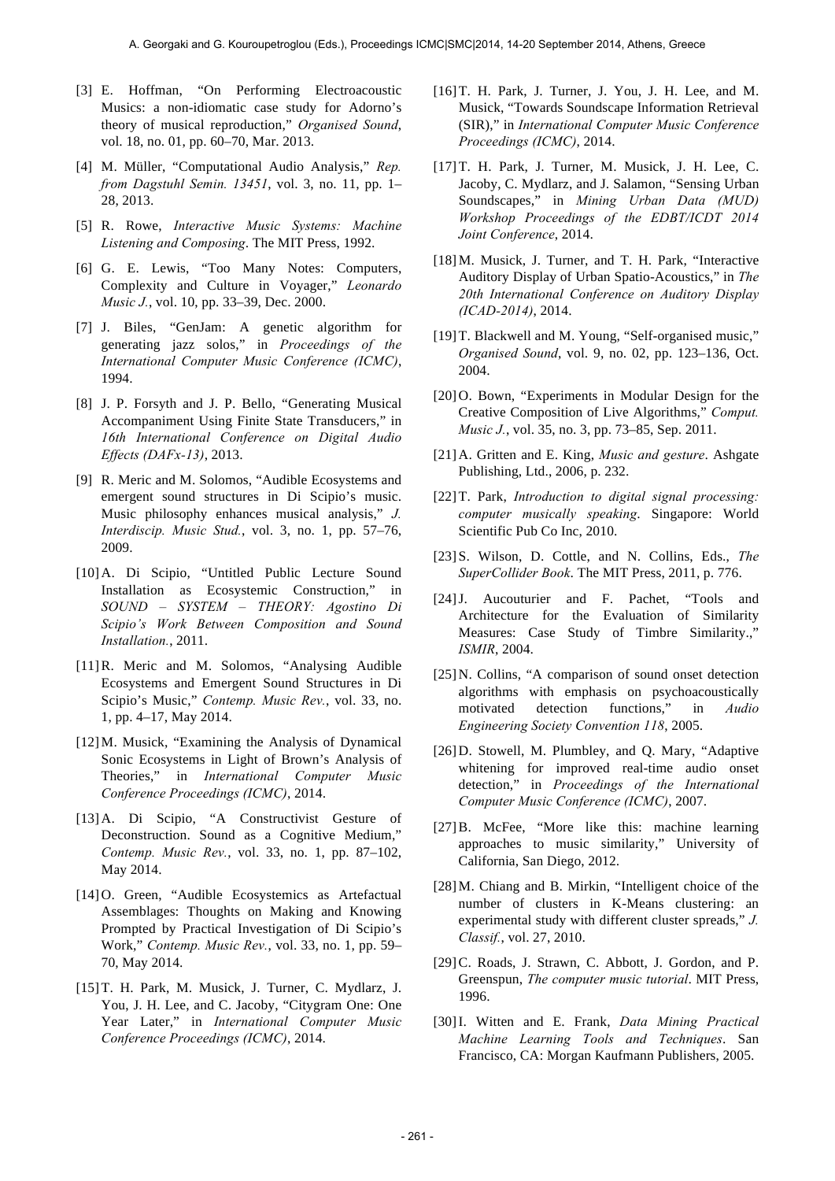[3] E. Hoffman, "On Performing Electroacoustic Musics: a non-idiomatic case study for Adorno's theory of musical reproduction," *Organised Sound*, vol. 18, no. 01, pp. 60–70, Mar. 2013.

[4] M. Müller, "Computational Audio Analysis," *Rep. from Dagstuhl Semin. 13451*, vol. 3, no. 11, pp. 1–28, 2013.

[5] R. Rowe, *Interactive Music Systems: Machine Listening and Composing*. The MIT Press, 1992.

[6] G. E. Lewis, "Too Many Notes: Computers, Complexity and Culture in Voyager," *Leonardo Music J.*, vol. 10, pp. 33–39, Dec. 2000.

[7] J. Biles, "GenJam: A genetic algorithm for generating jazz solos," in *Proceedings of the International Computer Music Conference (ICMC)*, 1994.

[8] J. P. Forsyth and J. P. Bello, "Generating Musical Accompaniment Using Finite State Transducers," in *16th International Conference on Digital Audio Effects (DAFx-13)*, 2013.

[9] R. Meric and M. Solomos, "Audible Ecosystems and emergent sound structures in Di Scipio's music. Music philosophy enhances musical analysis," *J. Interdiscip. Music Stud.*, vol. 3, no. 1, pp. 57–76, 2009.

[10] A. Di Scipio, "Untitled Public Lecture Sound Installation as Ecosystemic Construction," in *SOUND – SYSTEM – THEORY: Agostino Di Scipio's Work Between Composition and Sound Installation.*, 2011.

[11] R. Meric and M. Solomos, "Analysing Audible Ecosystems and Emergent Sound Structures in Di Scipio's Music," *Contemp. Music Rev.*, vol. 33, no. 1, pp. 4–17, May 2014.

[12] M. Musick, "Examining the Analysis of Dynamical Sonic Ecosystems in Light of Brown's Analysis of Theories," in *International Computer Music Conference Proceedings (ICMC)*, 2014.

[13] A. Di Scipio, "A Constructivist Gesture of Deconstruction. Sound as a Cognitive Medium," *Contemp. Music Rev.*, vol. 33, no. 1, pp. 87–102, May 2014.

[14] O. Green, "Audible Ecosystemics as Artefactual Assemblages: Thoughts on Making and Knowing Prompted by Practical Investigation of Di Scipio's Work," *Contemp. Music Rev.*, vol. 33, no. 1, pp. 59–70, May 2014.

[15] T. H. Park, M. Musick, J. Turner, C. Mydlarz, J. You, J. H. Lee, and C. Jacoby, "Citygram One: One Year Later," in *International Computer Music Conference Proceedings (ICMC)*, 2014.

[16] T. H. Park, J. Turner, J. You, J. H. Lee, and M. Musick, "Towards Soundscape Information Retrieval (SIR)," in *International Computer Music Conference Proceedings (ICMC)*, 2014.

[17] T. H. Park, J. Turner, M. Musick, J. H. Lee, C. Jacoby, C. Mydlarz, and J. Salamon, "Sensing Urban Soundscapes," in *Mining Urban Data (MUD) Workshop Proceedings of the EDBT/ICDT 2014 Joint Conference*, 2014.

[18] M. Musick, J. Turner, and T. H. Park, "Interactive Auditory Display of Urban Spatio-Acoustics," in *The 20th International Conference on Auditory Display (ICAD-2014)*, 2014.

[19] T. Blackwell and M. Young, "Self-organised music," *Organised Sound*, vol. 9, no. 02, pp. 123–136, Oct. 2004.

[20] O. Bown, "Experiments in Modular Design for the Creative Composition of Live Algorithms," *Comput. Music J.*, vol. 35, no. 3, pp. 73–85, Sep. 2011.

[21] A. Gritten and E. King, *Music and gesture*. Ashgate Publishing, Ltd., 2006, p. 232.

[22] T. Park, *Introduction to digital signal processing: computer musically speaking*. Singapore: World Scientific Pub Co Inc, 2010.

[23] S. Wilson, D. Cottle, and N. Collins, Eds., *The SuperCollider Book*. The MIT Press, 2011, p. 776.

[24] J. Aucouturier and F. Pachet, "Tools and Architecture for the Evaluation of Similarity Measures: Case Study of Timbre Similarity.," *ISMIR*, 2004.

[25] N. Collins, "A comparison of sound onset detection algorithms with emphasis on psychoacoustically motivated detection functions," in *Audio Engineering Society Convention 118*, 2005.

[26] D. Stowell, M. Plumbley, and Q. Mary, "Adaptive whitening for improved real-time audio onset detection," in *Proceedings of the International Computer Music Conference (ICMC)*, 2007.

[27] B. McFee, "More like this: machine learning approaches to music similarity," University of California, San Diego, 2012.

[28] M. Chiang and B. Mirkin, "Intelligent choice of the number of clusters in K-Means clustering: an experimental study with different cluster spreads," *J. Classif.*, vol. 27, 2010.

[29] C. Roads, J. Strawn, C. Abbott, J. Gordon, and P. Greenspun, *The computer music tutorial*. MIT Press, 1996.

[30] I. Witten and E. Frank, *Data Mining Practical Machine Learning Tools and Techniques*. San Francisco, CA: Morgan Kaufmann Publishers, 2005.